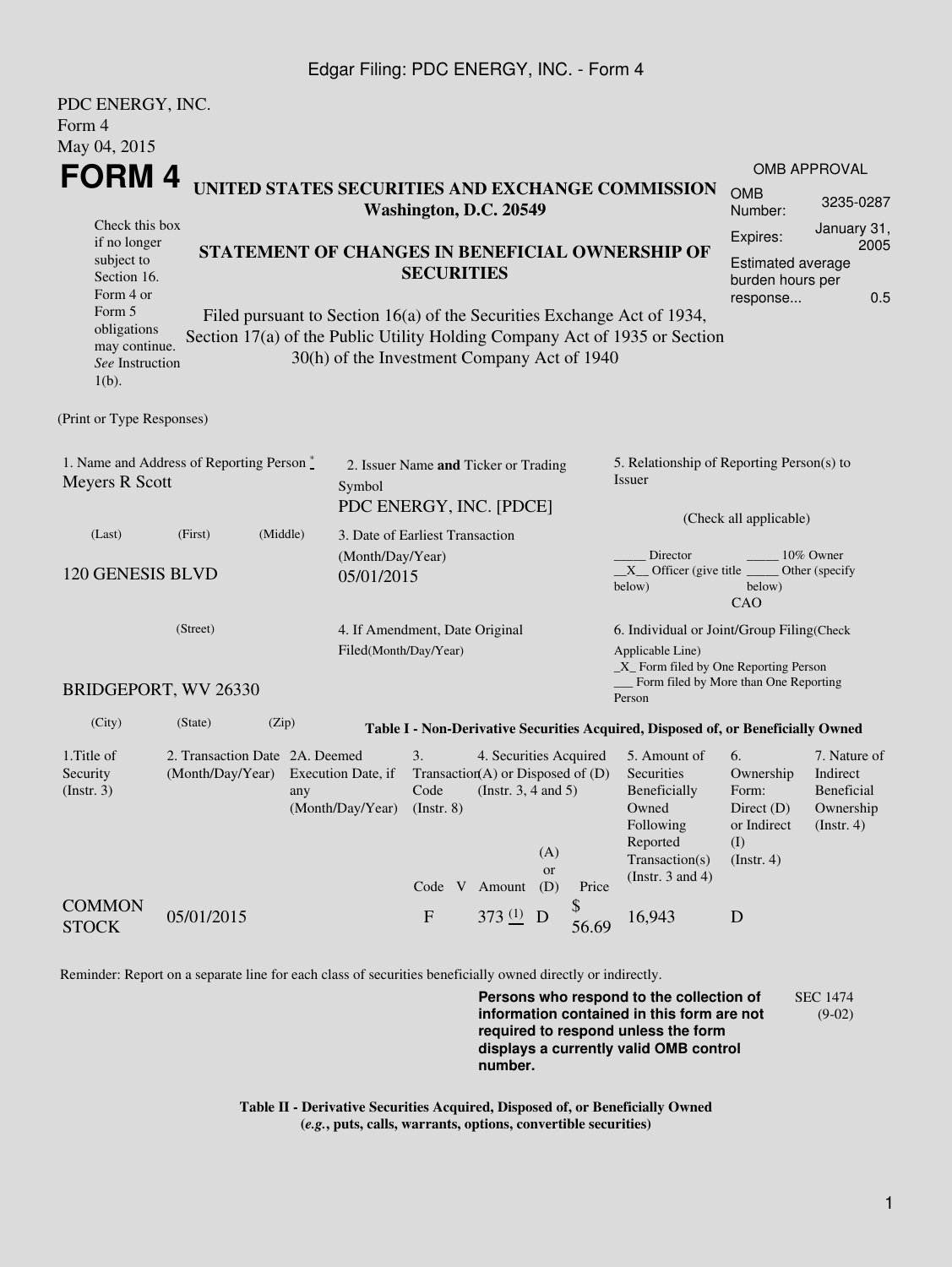PDC ENERGY, INC.
Form 4
May 04, 2015

# FORM 4

## UNITED STATES SECURITIES AND EXCHANGE COMMISSION
**Washington, D.C. 20549**

Check this box if no longer subject to Section 16. Form 4 or Form 5 obligations may continue. *See* Instruction 1(b).

### STATEMENT OF CHANGES IN BENEFICIAL OWNERSHIP OF SECURITIES

Filed pursuant to Section 16(a) of the Securities Exchange Act of 1934, Section 17(a) of the Public Utility Holding Company Act of 1935 or Section 30(h) of the Investment Company Act of 1940

| OMB APPROVAL | |
|---|---|
| OMB Number: | 3235-0287 |
| Expires: | January 31, 2005 |
| Estimated average burden hours per response... | 0.5 |

(Print or Type Responses)

1. Name and Address of Reporting Person *
Meyers R Scott

(Last) (First) (Middle)

120 GENESIS BLVD

(Street)

BRIDGEPORT, WV 26330

(City) (State) (Zip)

2. Issuer Name **and** Ticker or Trading Symbol
PDC ENERGY, INC. [PDCE]

3. Date of Earliest Transaction (Month/Day/Year)
05/01/2015

4. If Amendment, Date Original Filed(Month/Day/Year)

5. Relationship of Reporting Person(s) to Issuer

(Check all applicable)

_____ Director _____ 10% Owner
__X__ Officer (give title below) _____ Other (specify below)
CAO

6. Individual or Joint/Group Filing(Check Applicable Line)
_X_ Form filed by One Reporting Person
___ Form filed by More than One Reporting Person

**Table I - Non-Derivative Securities Acquired, Disposed of, or Beneficially Owned**

| 1.Title of Security (Instr. 3) | 2. Transaction Date (Month/Day/Year) | 2A. Deemed Execution Date, if any (Month/Day/Year) | 3. Transaction Code (Instr. 8) | | 4. Securities Acquired (A) or Disposed of (D) (Instr. 3, 4 and 5) | | | 5. Amount of Securities Beneficially Owned Following Reported Transaction(s) (Instr. 3 and 4) | 6. Ownership Form: Direct (D) or Indirect (I) (Instr. 4) | 7. Nature of Indirect Beneficial Ownership (Instr. 4) |
|---|---|---|---|---|---|---|---|---|---|---|
| | | | Code | V | Amount | (A) or (D) | Price | | | |
| COMMON STOCK | 05/01/2015 | | F | | 373 (1) | D | $ 56.69 | 16,943 | D | |

Reminder: Report on a separate line for each class of securities beneficially owned directly or indirectly.

**Persons who respond to the collection of information contained in this form are not required to respond unless the form displays a currently valid OMB control number.**

SEC 1474 (9-02)

**Table II - Derivative Securities Acquired, Disposed of, or Beneficially Owned (*e.g.*, puts, calls, warrants, options, convertible securities)**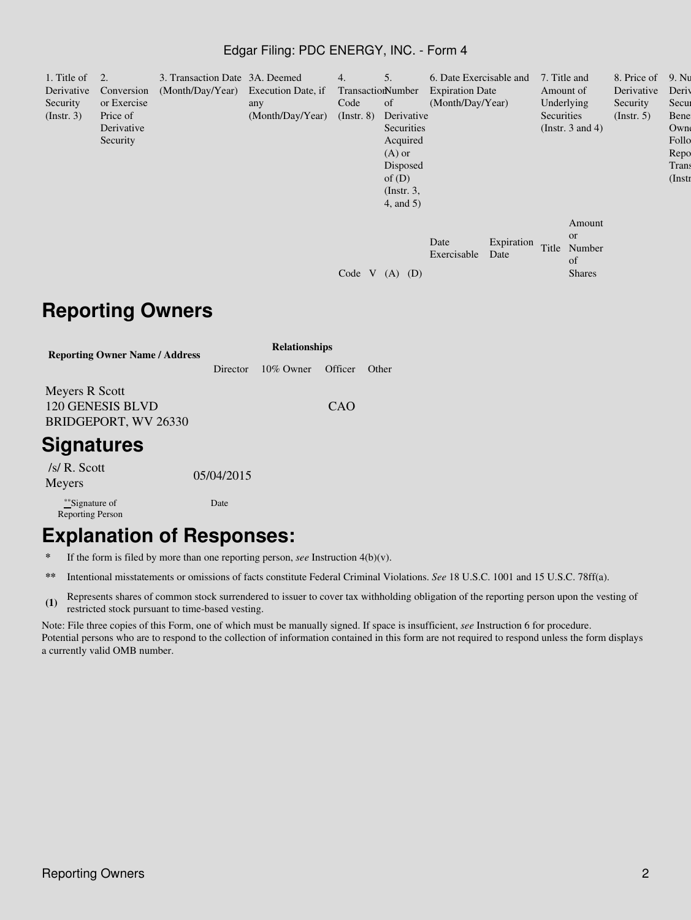| 1. Title of Derivative Security (Instr. 3) | 2. Conversion or Exercise Price of Derivative Security | 3. Transaction Date (Month/Day/Year) | 3A. Deemed Execution Date, if any (Month/Day/Year) | 4. Transaction Code (Instr. 8) | | 5. Number of Derivative Securities Acquired (A) or Disposed of (D) (Instr. 3, 4, and 5) | | 6. Date Exercisable and Expiration Date (Month/Day/Year) | | 7. Title and Amount of Underlying Securities (Instr. 3 and 4) | | 8. Price of Derivative Security (Instr. 5) | 9. Nu Deriv Secur Bene Owne Follo Repo Trans (Instr |
|---|---|---|---|---|---|---|---|---|---|---|---|---|---|
| | | | | Code | V | (A) | (D) | Date Exercisable | Expiration Date | Title | Amount or Number of Shares | | |

## Reporting Owners

| Reporting Owner Name / Address | Relationships | | | |
|---|---|---|---|---|
| | Director | 10% Owner | Officer | Other |
| Meyers R Scott<br>120 GENESIS BLVD<br>BRIDGEPORT, WV 26330 | | | CAO | |

## Signatures

| | |
|---|---|
| /s/ R. Scott Meyers | 05/04/2015 |
| **Signature of Reporting Person | Date |

## Explanation of Responses:

* If the form is filed by more than one reporting person, *see* Instruction 4(b)(v).

** Intentional misstatements or omissions of facts constitute Federal Criminal Violations. *See* 18 U.S.C. 1001 and 15 U.S.C. 78ff(a).

**(1)** Represents shares of common stock surrendered to issuer to cover tax withholding obligation of the reporting person upon the vesting of restricted stock pursuant to time-based vesting.

Note: File three copies of this Form, one of which must be manually signed. If space is insufficient, *see* Instruction 6 for procedure.
Potential persons who are to respond to the collection of information contained in this form are not required to respond unless the form displays a currently valid OMB number.